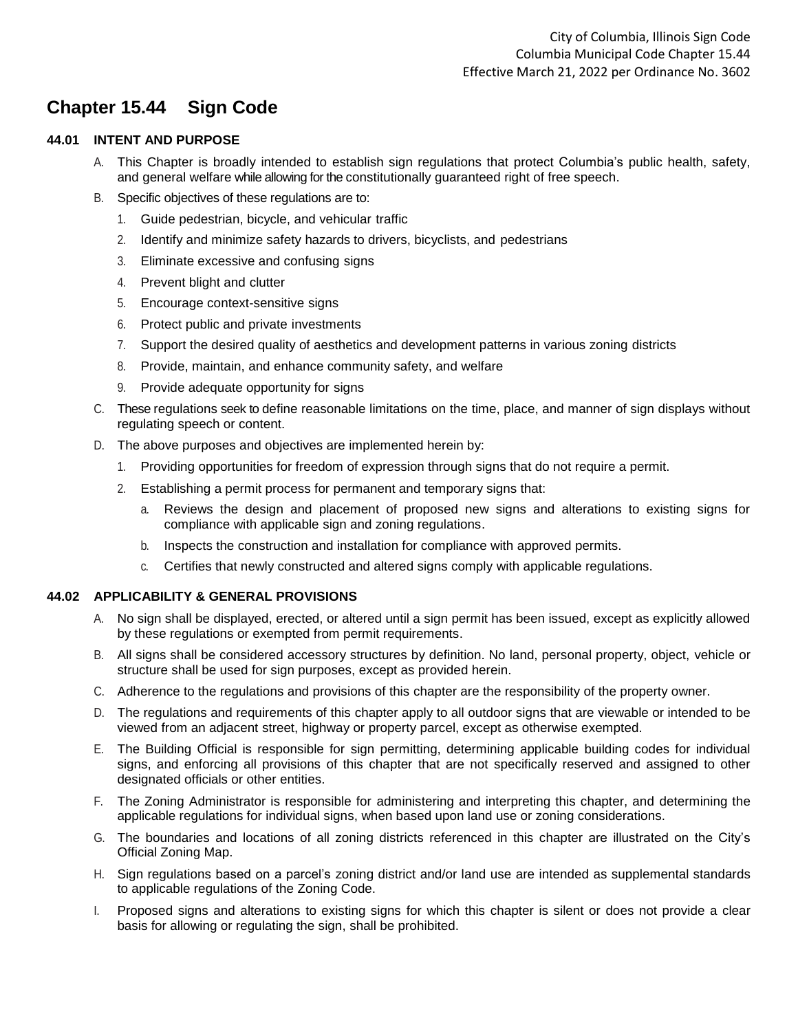City of Columbia, Illinois Sign Code
Columbia Municipal Code Chapter 15.44
Effective March 21, 2022 per Ordinance No. 3602

# Chapter 15.44 Sign Code

## 44.01 INTENT AND PURPOSE

A. This Chapter is broadly intended to establish sign regulations that protect Columbia's public health, safety, and general welfare while allowing for the constitutionally guaranteed right of free speech.

B. Specific objectives of these regulations are to:

1. Guide pedestrian, bicycle, and vehicular traffic
2. Identify and minimize safety hazards to drivers, bicyclists, and pedestrians
3. Eliminate excessive and confusing signs
4. Prevent blight and clutter
5. Encourage context-sensitive signs
6. Protect public and private investments
7. Support the desired quality of aesthetics and development patterns in various zoning districts
8. Provide, maintain, and enhance community safety, and welfare
9. Provide adequate opportunity for signs

C. These regulations seek to define reasonable limitations on the time, place, and manner of sign displays without regulating speech or content.

D. The above purposes and objectives are implemented herein by:

1. Providing opportunities for freedom of expression through signs that do not require a permit.
2. Establishing a permit process for permanent and temporary signs that:
   a. Reviews the design and placement of proposed new signs and alterations to existing signs for compliance with applicable sign and zoning regulations.
   b. Inspects the construction and installation for compliance with approved permits.
   c. Certifies that newly constructed and altered signs comply with applicable regulations.

## 44.02 APPLICABILITY & GENERAL PROVISIONS

A. No sign shall be displayed, erected, or altered until a sign permit has been issued, except as explicitly allowed by these regulations or exempted from permit requirements.

B. All signs shall be considered accessory structures by definition. No land, personal property, object, vehicle or structure shall be used for sign purposes, except as provided herein.

C. Adherence to the regulations and provisions of this chapter are the responsibility of the property owner.

D. The regulations and requirements of this chapter apply to all outdoor signs that are viewable or intended to be viewed from an adjacent street, highway or property parcel, except as otherwise exempted.

E. The Building Official is responsible for sign permitting, determining applicable building codes for individual signs, and enforcing all provisions of this chapter that are not specifically reserved and assigned to other designated officials or other entities.

F. The Zoning Administrator is responsible for administering and interpreting this chapter, and determining the applicable regulations for individual signs, when based upon land use or zoning considerations.

G. The boundaries and locations of all zoning districts referenced in this chapter are illustrated on the City's Official Zoning Map.

H. Sign regulations based on a parcel's zoning district and/or land use are intended as supplemental standards to applicable regulations of the Zoning Code.

I. Proposed signs and alterations to existing signs for which this chapter is silent or does not provide a clear basis for allowing or regulating the sign, shall be prohibited.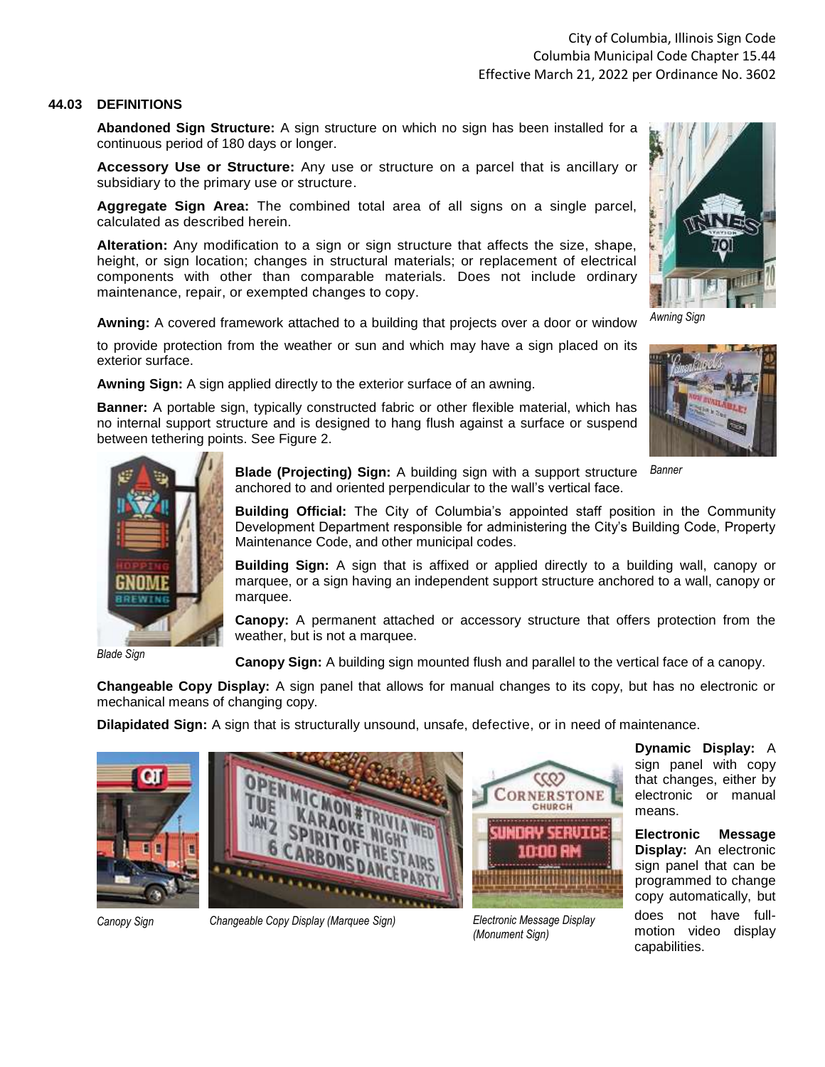## 44.03 DEFINITIONS

**Abandoned Sign Structure:** A sign structure on which no sign has been installed for a continuous period of 180 days or longer.

**Accessory Use or Structure:** Any use or structure on a parcel that is ancillary or subsidiary to the primary use or structure.

**Aggregate Sign Area:** The combined total area of all signs on a single parcel, calculated as described herein.

**Alteration:** Any modification to a sign or sign structure that affects the size, shape, height, or sign location; changes in structural materials; or replacement of electrical components with other than comparable materials. Does not include ordinary maintenance, repair, or exempted changes to copy.

**Awning:** A covered framework attached to a building that projects over a door or window to provide protection from the weather or sun and which may have a sign placed on its exterior surface.

*Awning Sign*

**Awning Sign:** A sign applied directly to the exterior surface of an awning.

**Banner:** A portable sign, typically constructed fabric or other flexible material, which has no internal support structure and is designed to hang flush against a surface or suspend between tethering points. See Figure 2.

*Banner*

**Blade (Projecting) Sign:** A building sign with a support structure anchored to and oriented perpendicular to the wall's vertical face.

**Building Official:** The City of Columbia's appointed staff position in the Community Development Department responsible for administering the City's Building Code, Property Maintenance Code, and other municipal codes.

**Building Sign:** A sign that is affixed or applied directly to a building wall, canopy or marquee, or a sign having an independent support structure anchored to a wall, canopy or marquee.

**Canopy:** A permanent attached or accessory structure that offers protection from the weather, but is not a marquee.

*Blade Sign*

**Canopy Sign:** A building sign mounted flush and parallel to the vertical face of a canopy.

**Changeable Copy Display:** A sign panel that allows for manual changes to its copy, but has no electronic or mechanical means of changing copy.

**Dilapidated Sign:** A sign that is structurally unsound, unsafe, defective, or in need of maintenance.

*Canopy Sign*

*Changeable Copy Display (Marquee Sign)*

*Electronic Message Display (Monument Sign)*

**Dynamic Display:** A sign panel with copy that changes, either by electronic or manual means.

**Electronic Message Display:** An electronic sign panel that can be programmed to change copy automatically, but does not have full-motion video display capabilities.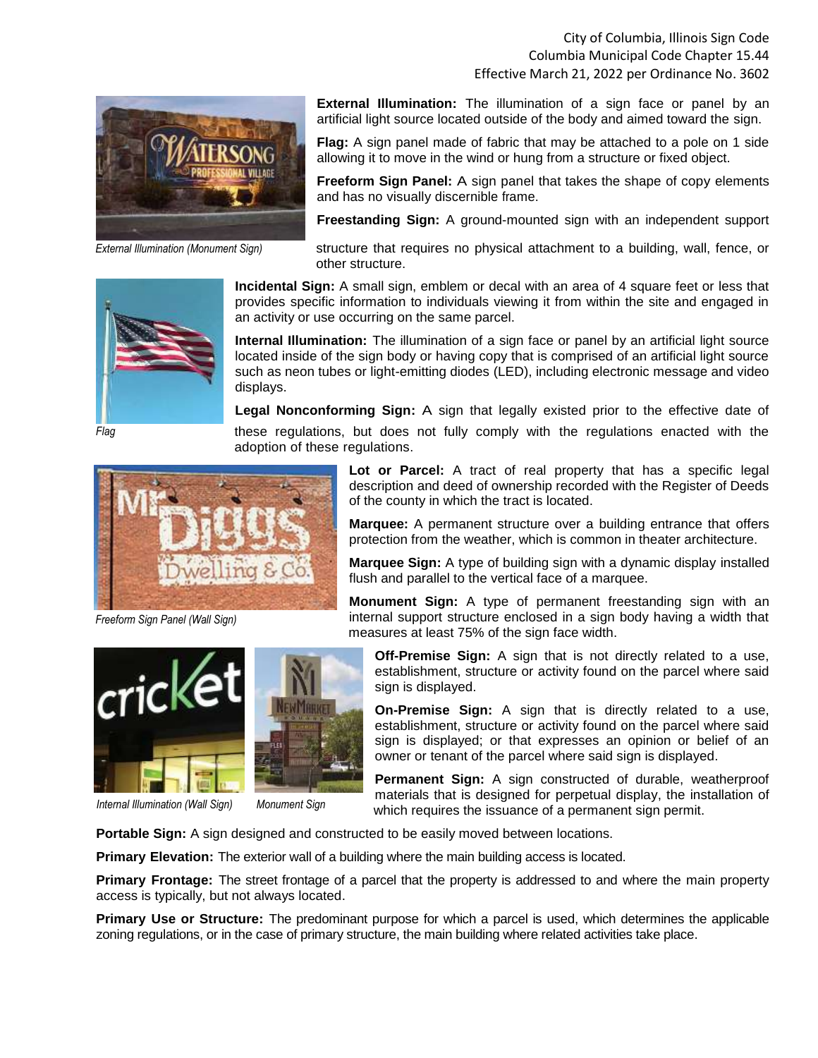**External Illumination:** The illumination of a sign face or panel by an artificial light source located outside of the body and aimed toward the sign.

*External Illumination (Monument Sign)*

**Flag:** A sign panel made of fabric that may be attached to a pole on 1 side allowing it to move in the wind or hung from a structure or fixed object.

**Freeform Sign Panel:** A sign panel that takes the shape of copy elements and has no visually discernible frame.

**Freestanding Sign:** A ground-mounted sign with an independent support structure that requires no physical attachment to a building, wall, fence, or other structure.

*Flag*

**Incidental Sign:** A small sign, emblem or decal with an area of 4 square feet or less that provides specific information to individuals viewing it from within the site and engaged in an activity or use occurring on the same parcel.

**Internal Illumination:** The illumination of a sign face or panel by an artificial light source located inside of the sign body or having copy that is comprised of an artificial light source such as neon tubes or light-emitting diodes (LED), including electronic message and video displays.

**Legal Nonconforming Sign:** A sign that legally existed prior to the effective date of these regulations, but does not fully comply with the regulations enacted with the adoption of these regulations.

*Freeform Sign Panel (Wall Sign)*

**Lot or Parcel:** A tract of real property that has a specific legal description and deed of ownership recorded with the Register of Deeds of the county in which the tract is located.

**Marquee:** A permanent structure over a building entrance that offers protection from the weather, which is common in theater architecture.

**Marquee Sign:** A type of building sign with a dynamic display installed flush and parallel to the vertical face of a marquee.

**Monument Sign:** A type of permanent freestanding sign with an internal support structure enclosed in a sign body having a width that measures at least 75% of the sign face width.

*Internal Illumination (Wall Sign)*

*Monument Sign*

**Off-Premise Sign:** A sign that is not directly related to a use, establishment, structure or activity found on the parcel where said sign is displayed.

**On-Premise Sign:** A sign that is directly related to a use, establishment, structure or activity found on the parcel where said sign is displayed; or that expresses an opinion or belief of an owner or tenant of the parcel where said sign is displayed.

**Permanent Sign:** A sign constructed of durable, weatherproof materials that is designed for perpetual display, the installation of which requires the issuance of a permanent sign permit.

**Portable Sign:** A sign designed and constructed to be easily moved between locations.

**Primary Elevation:** The exterior wall of a building where the main building access is located.

**Primary Frontage:** The street frontage of a parcel that the property is addressed to and where the main property access is typically, but not always located.

**Primary Use or Structure:** The predominant purpose for which a parcel is used, which determines the applicable zoning regulations, or in the case of primary structure, the main building where related activities take place.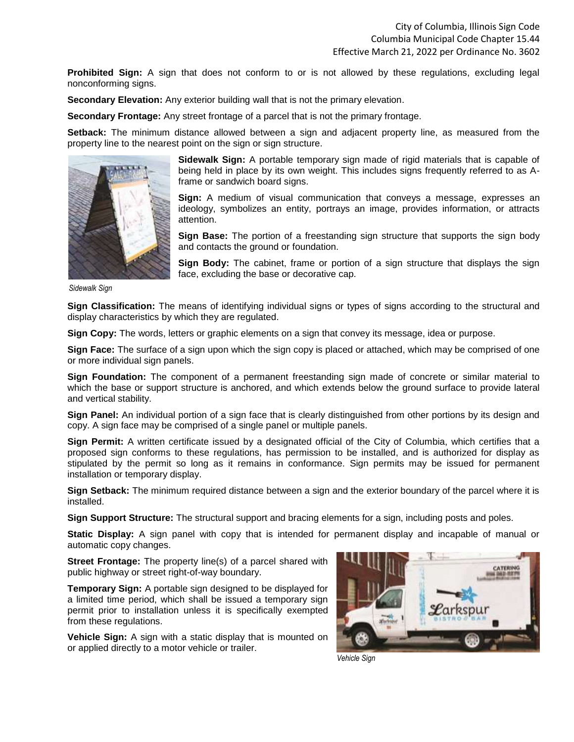**Prohibited Sign:** A sign that does not conform to or is not allowed by these regulations, excluding legal nonconforming signs.

**Secondary Elevation:** Any exterior building wall that is not the primary elevation.

**Secondary Frontage:** Any street frontage of a parcel that is not the primary frontage.

**Setback:** The minimum distance allowed between a sign and adjacent property line, as measured from the property line to the nearest point on the sign or sign structure.

**Sidewalk Sign:** A portable temporary sign made of rigid materials that is capable of being held in place by its own weight. This includes signs frequently referred to as A-frame or sandwich board signs.

*Sidewalk Sign*

**Sign:** A medium of visual communication that conveys a message, expresses an ideology, symbolizes an entity, portrays an image, provides information, or attracts attention.

**Sign Base:** The portion of a freestanding sign structure that supports the sign body and contacts the ground or foundation.

**Sign Body:** The cabinet, frame or portion of a sign structure that displays the sign face, excluding the base or decorative cap.

**Sign Classification:** The means of identifying individual signs or types of signs according to the structural and display characteristics by which they are regulated.

**Sign Copy:** The words, letters or graphic elements on a sign that convey its message, idea or purpose.

**Sign Face:** The surface of a sign upon which the sign copy is placed or attached, which may be comprised of one or more individual sign panels.

**Sign Foundation:** The component of a permanent freestanding sign made of concrete or similar material to which the base or support structure is anchored, and which extends below the ground surface to provide lateral and vertical stability.

**Sign Panel:** An individual portion of a sign face that is clearly distinguished from other portions by its design and copy. A sign face may be comprised of a single panel or multiple panels.

**Sign Permit:** A written certificate issued by a designated official of the City of Columbia, which certifies that a proposed sign conforms to these regulations, has permission to be installed, and is authorized for display as stipulated by the permit so long as it remains in conformance. Sign permits may be issued for permanent installation or temporary display.

**Sign Setback:** The minimum required distance between a sign and the exterior boundary of the parcel where it is installed.

**Sign Support Structure:** The structural support and bracing elements for a sign, including posts and poles.

**Static Display:** A sign panel with copy that is intended for permanent display and incapable of manual or automatic copy changes.

**Street Frontage:** The property line(s) of a parcel shared with public highway or street right-of-way boundary.

**Temporary Sign:** A portable sign designed to be displayed for a limited time period, which shall be issued a temporary sign permit prior to installation unless it is specifically exempted from these regulations.

**Vehicle Sign:** A sign with a static display that is mounted on or applied directly to a motor vehicle or trailer.

*Vehicle Sign*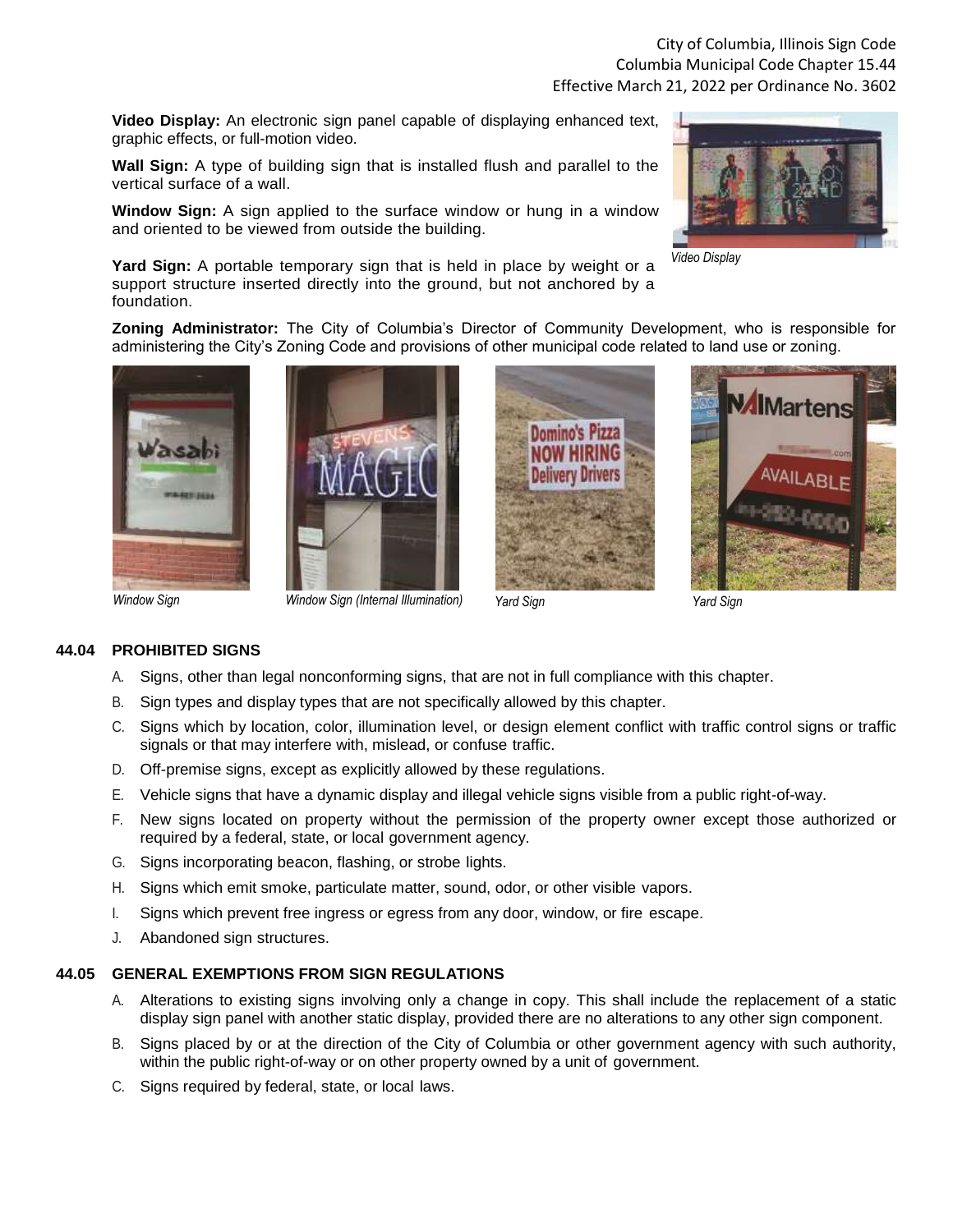**Video Display:** An electronic sign panel capable of displaying enhanced text, graphic effects, or full-motion video.

*Video Display*

**Wall Sign:** A type of building sign that is installed flush and parallel to the vertical surface of a wall.

**Window Sign:** A sign applied to the surface window or hung in a window and oriented to be viewed from outside the building.

**Yard Sign:** A portable temporary sign that is held in place by weight or a support structure inserted directly into the ground, but not anchored by a foundation.

**Zoning Administrator:** The City of Columbia's Director of Community Development, who is responsible for administering the City's Zoning Code and provisions of other municipal code related to land use or zoning.

*Window Sign*

*Window Sign (Internal Illumination)*

*Yard Sign*

*Yard Sign*

## 44.04 PROHIBITED SIGNS

A. Signs, other than legal nonconforming signs, that are not in full compliance with this chapter.

B. Sign types and display types that are not specifically allowed by this chapter.

C. Signs which by location, color, illumination level, or design element conflict with traffic control signs or traffic signals or that may interfere with, mislead, or confuse traffic.

D. Off-premise signs, except as explicitly allowed by these regulations.

E. Vehicle signs that have a dynamic display and illegal vehicle signs visible from a public right-of-way.

F. New signs located on property without the permission of the property owner except those authorized or required by a federal, state, or local government agency.

G. Signs incorporating beacon, flashing, or strobe lights.

H. Signs which emit smoke, particulate matter, sound, odor, or other visible vapors.

I. Signs which prevent free ingress or egress from any door, window, or fire escape.

J. Abandoned sign structures.

## 44.05 GENERAL EXEMPTIONS FROM SIGN REGULATIONS

A. Alterations to existing signs involving only a change in copy. This shall include the replacement of a static display sign panel with another static display, provided there are no alterations to any other sign component.

B. Signs placed by or at the direction of the City of Columbia or other government agency with such authority, within the public right-of-way or on other property owned by a unit of government.

C. Signs required by federal, state, or local laws.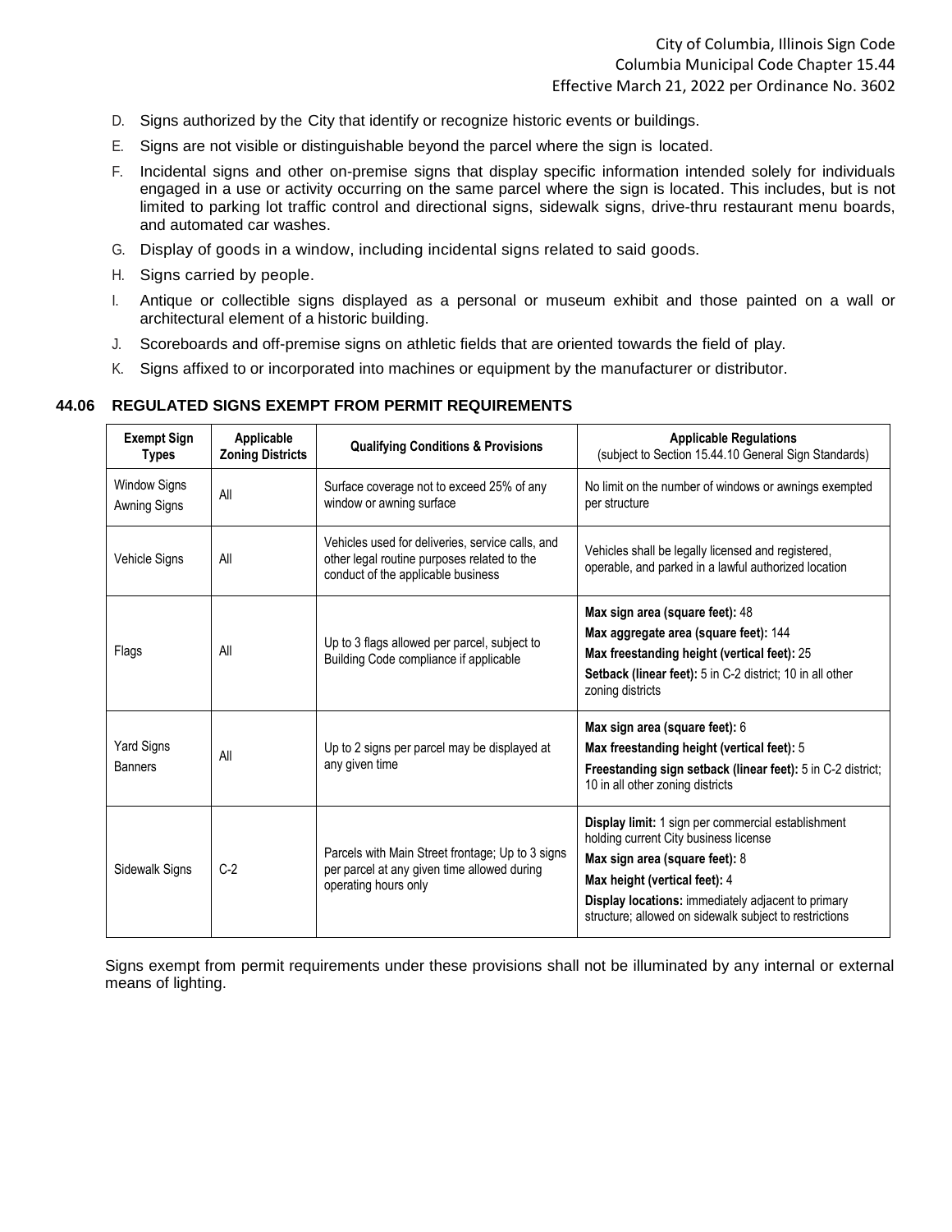D. Signs authorized by the City that identify or recognize historic events or buildings.

E. Signs are not visible or distinguishable beyond the parcel where the sign is located.

F. Incidental signs and other on-premise signs that display specific information intended solely for individuals engaged in a use or activity occurring on the same parcel where the sign is located. This includes, but is not limited to parking lot traffic control and directional signs, sidewalk signs, drive-thru restaurant menu boards, and automated car washes.

G. Display of goods in a window, including incidental signs related to said goods.

H. Signs carried by people.

I. Antique or collectible signs displayed as a personal or museum exhibit and those painted on a wall or architectural element of a historic building.

J. Scoreboards and off-premise signs on athletic fields that are oriented towards the field of play.

K. Signs affixed to or incorporated into machines or equipment by the manufacturer or distributor.

### 44.06 REGULATED SIGNS EXEMPT FROM PERMIT REQUIREMENTS

| Exempt Sign Types | Applicable Zoning Districts | Qualifying Conditions & Provisions | Applicable Regulations (subject to Section 15.44.10 General Sign Standards) |
|---|---|---|---|
| Window Signs<br>Awning Signs | All | Surface coverage not to exceed 25% of any window or awning surface | No limit on the number of windows or awnings exempted per structure |
| Vehicle Signs | All | Vehicles used for deliveries, service calls, and other legal routine purposes related to the conduct of the applicable business | Vehicles shall be legally licensed and registered, operable, and parked in a lawful authorized location |
| Flags | All | Up to 3 flags allowed per parcel, subject to Building Code compliance if applicable | **Max sign area (square feet):** 48<br>**Max aggregate area (square feet):** 144<br>**Max freestanding height (vertical feet):** 25<br>**Setback (linear feet):** 5 in C-2 district; 10 in all other zoning districts |
| Yard Signs<br>Banners | All | Up to 2 signs per parcel may be displayed at any given time | **Max sign area (square feet):** 6<br>**Max freestanding height (vertical feet):** 5<br>**Freestanding sign setback (linear feet):** 5 in C-2 district; 10 in all other zoning districts |
| Sidewalk Signs | C-2 | Parcels with Main Street frontage; Up to 3 signs per parcel at any given time allowed during operating hours only | **Display limit:** 1 sign per commercial establishment holding current City business license<br>**Max sign area (square feet):** 8<br>**Max height (vertical feet):** 4<br>**Display locations:** immediately adjacent to primary structure; allowed on sidewalk subject to restrictions |

Signs exempt from permit requirements under these provisions shall not be illuminated by any internal or external means of lighting.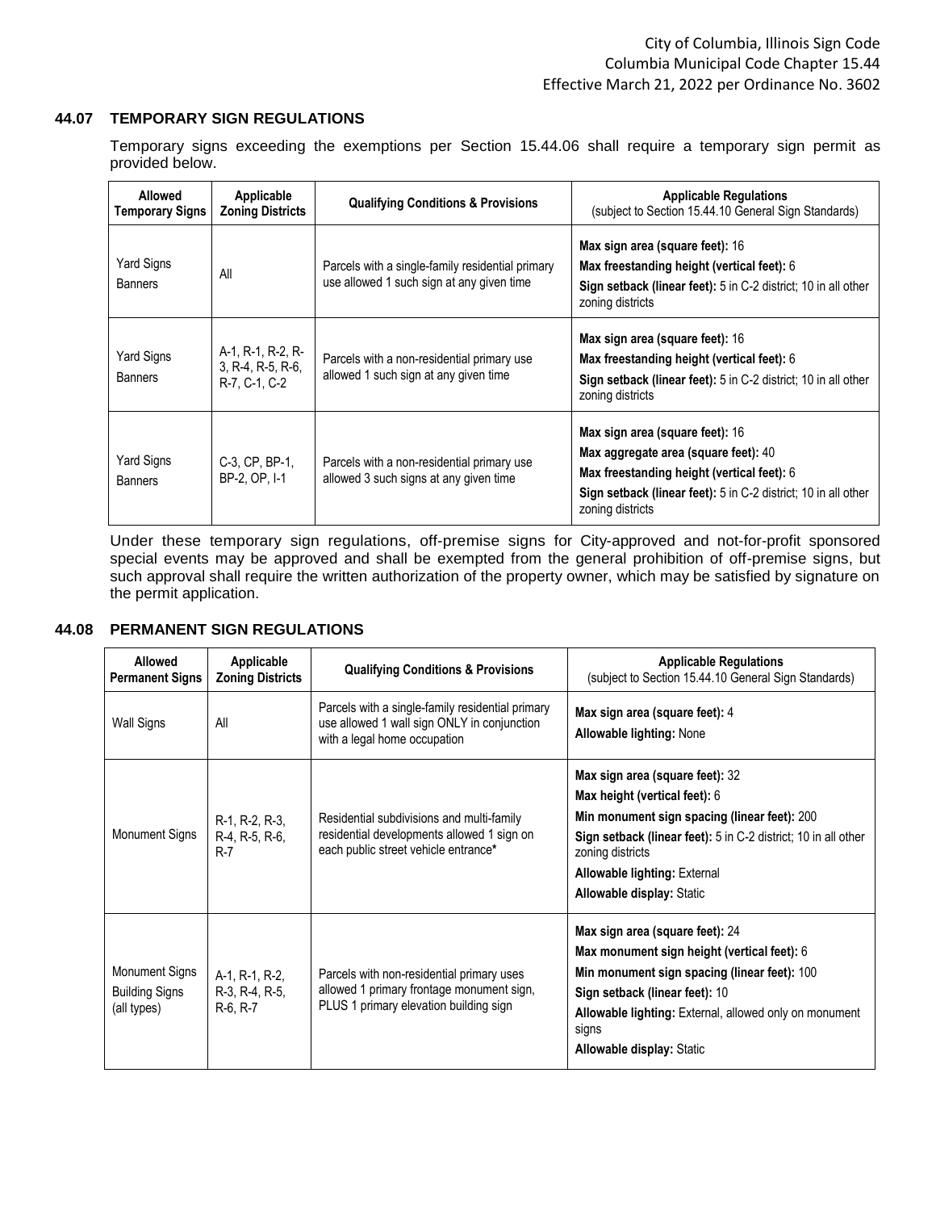## 44.07 TEMPORARY SIGN REGULATIONS

Temporary signs exceeding the exemptions per Section 15.44.06 shall require a temporary sign permit as provided below.

| Allowed Temporary Signs | Applicable Zoning Districts | Qualifying Conditions & Provisions | Applicable Regulations (subject to Section 15.44.10 General Sign Standards) |
|---|---|---|---|
| Yard Signs<br>Banners | All | Parcels with a single-family residential primary use allowed 1 such sign at any given time | **Max sign area (square feet):** 16<br>**Max freestanding height (vertical feet):** 6<br>**Sign setback (linear feet):** 5 in C-2 district; 10 in all other zoning districts |
| Yard Signs<br>Banners | A-1, R-1, R-2, R-3, R-4, R-5, R-6, R-7, C-1, C-2 | Parcels with a non-residential primary use allowed 1 such sign at any given time | **Max sign area (square feet):** 16<br>**Max freestanding height (vertical feet):** 6<br>**Sign setback (linear feet):** 5 in C-2 district; 10 in all other zoning districts |
| Yard Signs<br>Banners | C-3, CP, BP-1, BP-2, OP, I-1 | Parcels with a non-residential primary use allowed 3 such signs at any given time | **Max sign area (square feet):** 16<br>**Max aggregate area (square feet):** 40<br>**Max freestanding height (vertical feet):** 6<br>**Sign setback (linear feet):** 5 in C-2 district; 10 in all other zoning districts |

Under these temporary sign regulations, off-premise signs for City-approved and not-for-profit sponsored special events may be approved and shall be exempted from the general prohibition of off-premise signs, but such approval shall require the written authorization of the property owner, which may be satisfied by signature on the permit application.

## 44.08 PERMANENT SIGN REGULATIONS

| Allowed Permanent Signs | Applicable Zoning Districts | Qualifying Conditions & Provisions | Applicable Regulations (subject to Section 15.44.10 General Sign Standards) |
|---|---|---|---|
| Wall Signs | All | Parcels with a single-family residential primary use allowed 1 wall sign ONLY in conjunction with a legal home occupation | **Max sign area (square feet):** 4<br>**Allowable lighting:** None |
| Monument Signs | R-1, R-2, R-3, R-4, R-5, R-6, R-7 | Residential subdivisions and multi-family residential developments allowed 1 sign on each public street vehicle entrance* | **Max sign area (square feet):** 32<br>**Max height (vertical feet):** 6<br>**Min monument sign spacing (linear feet):** 200<br>**Sign setback (linear feet):** 5 in C-2 district; 10 in all other zoning districts<br>**Allowable lighting:** External<br>**Allowable display:** Static |
| Monument Signs<br>Building Signs<br>(all types) | A-1, R-1, R-2, R-3, R-4, R-5, R-6, R-7 | Parcels with non-residential primary uses allowed 1 primary frontage monument sign, PLUS 1 primary elevation building sign | **Max sign area (square feet):** 24<br>**Max monument sign height (vertical feet):** 6<br>**Min monument sign spacing (linear feet):** 100<br>**Sign setback (linear feet):** 10<br>**Allowable lighting:** External, allowed only on monument signs<br>**Allowable display:** Static |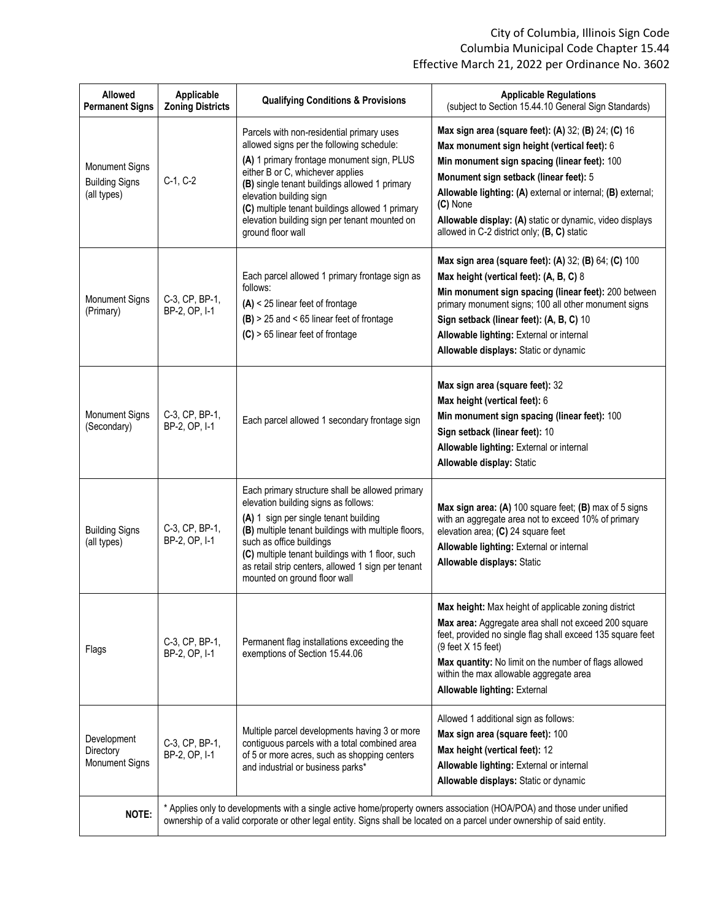| Allowed Permanent Signs | Applicable Zoning Districts | Qualifying Conditions & Provisions | Applicable Regulations (subject to Section 15.44.10 General Sign Standards) |
|---|---|---|---|
| Monument Signs<br>Building Signs (all types) | C-1, C-2 | Parcels with non-residential primary uses allowed signs per the following schedule:<br>**(A)** 1 primary frontage monument sign, PLUS either B or C, whichever applies<br>**(B)** single tenant buildings allowed 1 primary elevation building sign<br>**(C)** multiple tenant buildings allowed 1 primary elevation building sign per tenant mounted on ground floor wall | **Max sign area (square feet): (A)** 32; **(B)** 24; **(C)** 16<br>**Max monument sign height (vertical feet):** 6<br>**Min monument sign spacing (linear feet):** 100<br>**Monument sign setback (linear feet):** 5<br>**Allowable lighting: (A)** external or internal; **(B)** external; **(C)** None<br>**Allowable display: (A)** static or dynamic, video displays allowed in C-2 district only; **(B, C)** static |
| Monument Signs (Primary) | C-3, CP, BP-1, BP-2, OP, I-1 | Each parcel allowed 1 primary frontage sign as follows:<br>**(A)** < 25 linear feet of frontage<br>**(B)** > 25 and < 65 linear feet of frontage<br>**(C)** > 65 linear feet of frontage | **Max sign area (square feet): (A)** 32; **(B)** 64; **(C)** 100<br>**Max height (vertical feet): (A, B, C)** 8<br>**Min monument sign spacing (linear feet):** 200 between primary monument signs; 100 all other monument signs<br>**Sign setback (linear feet): (A, B, C)** 10<br>**Allowable lighting:** External or internal<br>**Allowable displays:** Static or dynamic |
| Monument Signs (Secondary) | C-3, CP, BP-1, BP-2, OP, I-1 | Each parcel allowed 1 secondary frontage sign | **Max sign area (square feet):** 32<br>**Max height (vertical feet):** 6<br>**Min monument sign spacing (linear feet):** 100<br>**Sign setback (linear feet):** 10<br>**Allowable lighting:** External or internal<br>**Allowable display:** Static |
| Building Signs (all types) | C-3, CP, BP-1, BP-2, OP, I-1 | Each primary structure shall be allowed primary elevation building signs as follows:<br>**(A)** 1 sign per single tenant building<br>**(B)** multiple tenant buildings with multiple floors, such as office buildings<br>**(C)** multiple tenant buildings with 1 floor, such as retail strip centers, allowed 1 sign per tenant mounted on ground floor wall | **Max sign area: (A)** 100 square feet; **(B)** max of 5 signs with an aggregate area not to exceed 10% of primary elevation area; **(C)** 24 square feet<br>**Allowable lighting:** External or internal<br>**Allowable displays:** Static |
| Flags | C-3, CP, BP-1, BP-2, OP, I-1 | Permanent flag installations exceeding the exemptions of Section 15.44.06 | **Max height:** Max height of applicable zoning district<br>**Max area:** Aggregate area shall not exceed 200 square feet, provided no single flag shall exceed 135 square feet (9 feet X 15 feet)<br>**Max quantity:** No limit on the number of flags allowed within the max allowable aggregate area<br>**Allowable lighting:** External |
| Development Directory Monument Signs | C-3, CP, BP-1, BP-2, OP, I-1 | Multiple parcel developments having 3 or more contiguous parcels with a total combined area of 5 or more acres, such as shopping centers and industrial or business parks* | Allowed 1 additional sign as follows:<br>**Max sign area (square feet):** 100<br>**Max height (vertical feet):** 12<br>**Allowable lighting:** External or internal<br>**Allowable displays:** Static or dynamic |
| **NOTE:** | * Applies only to developments with a single active home/property owners association (HOA/POA) and those under unified ownership of a valid corporate or other legal entity. Signs shall be located on a parcel under ownership of said entity. | | |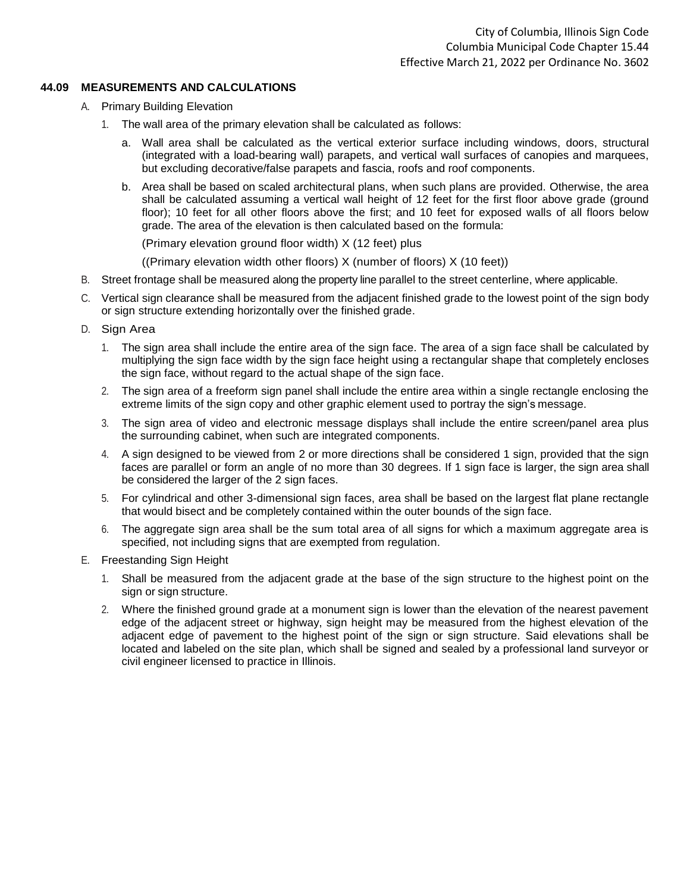## 44.09 MEASUREMENTS AND CALCULATIONS

A. Primary Building Elevation

1. The wall area of the primary elevation shall be calculated as follows:

   a. Wall area shall be calculated as the vertical exterior surface including windows, doors, structural (integrated with a load-bearing wall) parapets, and vertical wall surfaces of canopies and marquees, but excluding decorative/false parapets and fascia, roofs and roof components.

   b. Area shall be based on scaled architectural plans, when such plans are provided. Otherwise, the area shall be calculated assuming a vertical wall height of 12 feet for the first floor above grade (ground floor); 10 feet for all other floors above the first; and 10 feet for exposed walls of all floors below grade. The area of the elevation is then calculated based on the formula:

      (Primary elevation ground floor width) X (12 feet) plus

      ((Primary elevation width other floors) X (number of floors) X (10 feet))

B. Street frontage shall be measured along the property line parallel to the street centerline, where applicable.

C. Vertical sign clearance shall be measured from the adjacent finished grade to the lowest point of the sign body or sign structure extending horizontally over the finished grade.

D. Sign Area

1. The sign area shall include the entire area of the sign face. The area of a sign face shall be calculated by multiplying the sign face width by the sign face height using a rectangular shape that completely encloses the sign face, without regard to the actual shape of the sign face.
2. The sign area of a freeform sign panel shall include the entire area within a single rectangle enclosing the extreme limits of the sign copy and other graphic element used to portray the sign's message.
3. The sign area of video and electronic message displays shall include the entire screen/panel area plus the surrounding cabinet, when such are integrated components.
4. A sign designed to be viewed from 2 or more directions shall be considered 1 sign, provided that the sign faces are parallel or form an angle of no more than 30 degrees. If 1 sign face is larger, the sign area shall be considered the larger of the 2 sign faces.
5. For cylindrical and other 3-dimensional sign faces, area shall be based on the largest flat plane rectangle that would bisect and be completely contained within the outer bounds of the sign face.
6. The aggregate sign area shall be the sum total area of all signs for which a maximum aggregate area is specified, not including signs that are exempted from regulation.

E. Freestanding Sign Height

1. Shall be measured from the adjacent grade at the base of the sign structure to the highest point on the sign or sign structure.
2. Where the finished ground grade at a monument sign is lower than the elevation of the nearest pavement edge of the adjacent street or highway, sign height may be measured from the highest elevation of the adjacent edge of pavement to the highest point of the sign or sign structure. Said elevations shall be located and labeled on the site plan, which shall be signed and sealed by a professional land surveyor or civil engineer licensed to practice in Illinois.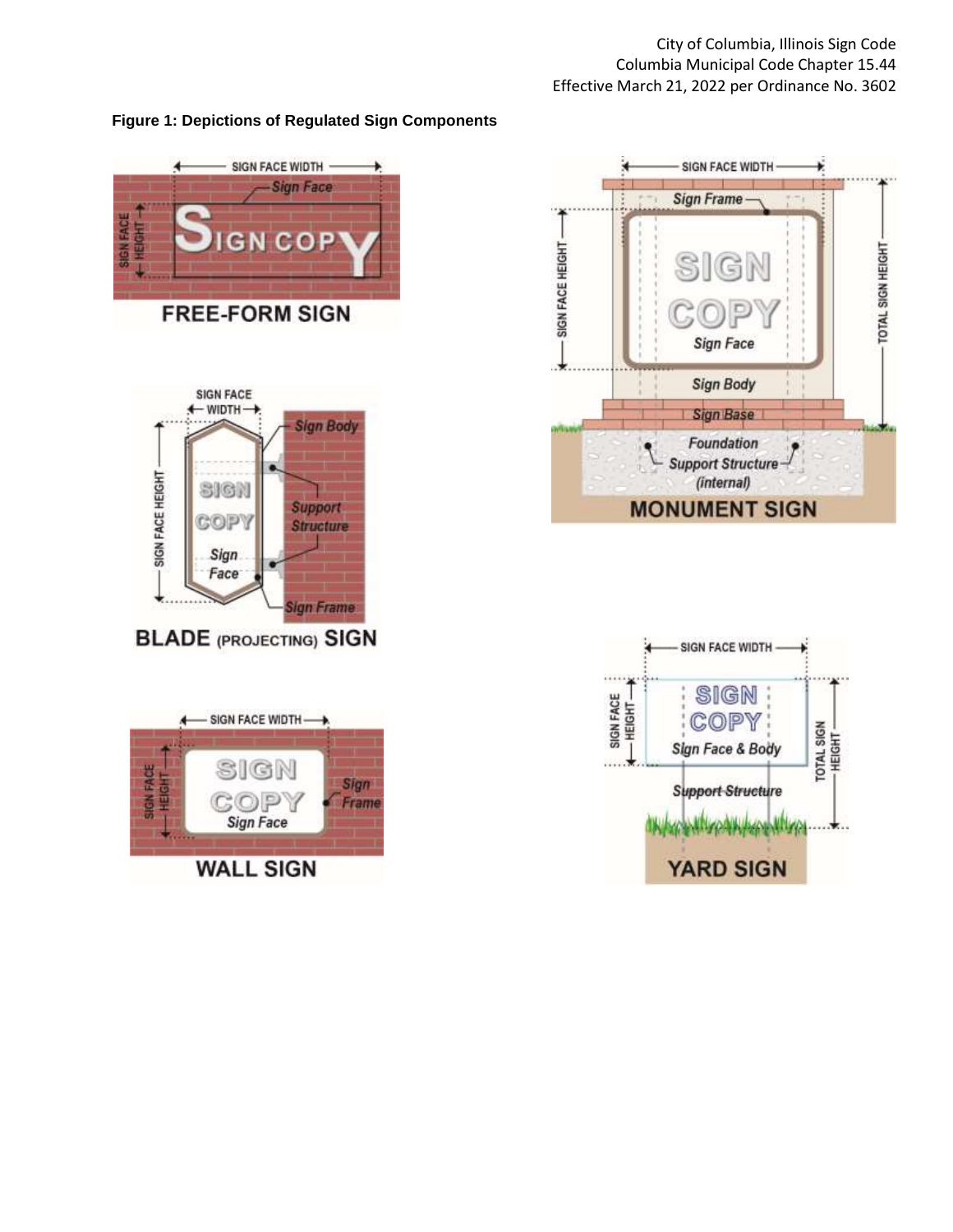**Figure 1: Depictions of Regulated Sign Components**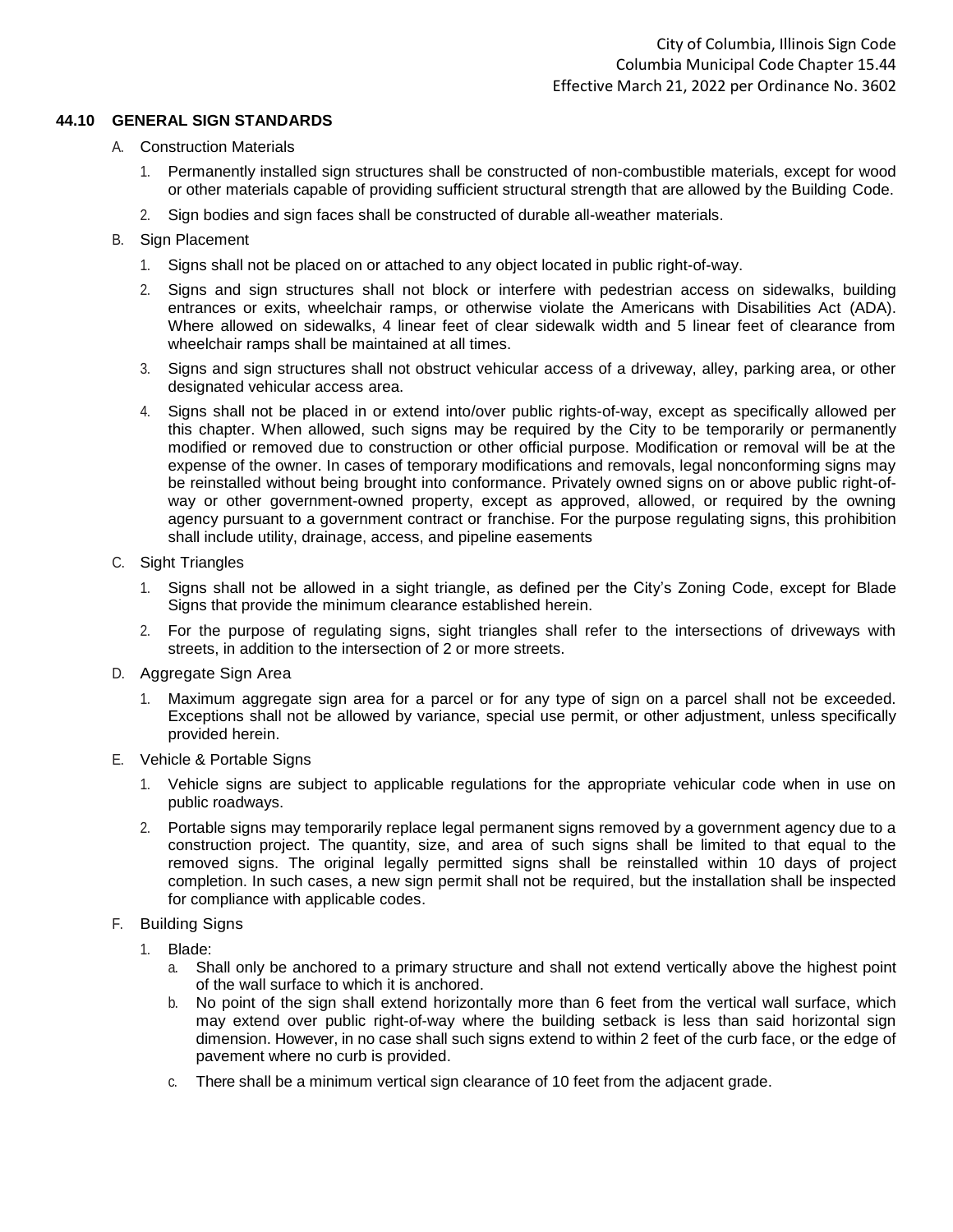## 44.10 GENERAL SIGN STANDARDS

A. Construction Materials

1. Permanently installed sign structures shall be constructed of non-combustible materials, except for wood or other materials capable of providing sufficient structural strength that are allowed by the Building Code.
2. Sign bodies and sign faces shall be constructed of durable all-weather materials.

B. Sign Placement

1. Signs shall not be placed on or attached to any object located in public right-of-way.
2. Signs and sign structures shall not block or interfere with pedestrian access on sidewalks, building entrances or exits, wheelchair ramps, or otherwise violate the Americans with Disabilities Act (ADA). Where allowed on sidewalks, 4 linear feet of clear sidewalk width and 5 linear feet of clearance from wheelchair ramps shall be maintained at all times.
3. Signs and sign structures shall not obstruct vehicular access of a driveway, alley, parking area, or other designated vehicular access area.
4. Signs shall not be placed in or extend into/over public rights-of-way, except as specifically allowed per this chapter. When allowed, such signs may be required by the City to be temporarily or permanently modified or removed due to construction or other official purpose. Modification or removal will be at the expense of the owner. In cases of temporary modifications and removals, legal nonconforming signs may be reinstalled without being brought into conformance. Privately owned signs on or above public right-of-way or other government-owned property, except as approved, allowed, or required by the owning agency pursuant to a government contract or franchise. For the purpose regulating signs, this prohibition shall include utility, drainage, access, and pipeline easements

C. Sight Triangles

1. Signs shall not be allowed in a sight triangle, as defined per the City's Zoning Code, except for Blade Signs that provide the minimum clearance established herein.
2. For the purpose of regulating signs, sight triangles shall refer to the intersections of driveways with streets, in addition to the intersection of 2 or more streets.

D. Aggregate Sign Area

1. Maximum aggregate sign area for a parcel or for any type of sign on a parcel shall not be exceeded. Exceptions shall not be allowed by variance, special use permit, or other adjustment, unless specifically provided herein.

E. Vehicle & Portable Signs

1. Vehicle signs are subject to applicable regulations for the appropriate vehicular code when in use on public roadways.
2. Portable signs may temporarily replace legal permanent signs removed by a government agency due to a construction project. The quantity, size, and area of such signs shall be limited to that equal to the removed signs. The original legally permitted signs shall be reinstalled within 10 days of project completion. In such cases, a new sign permit shall not be required, but the installation shall be inspected for compliance with applicable codes.

F. Building Signs

1. Blade:
   a. Shall only be anchored to a primary structure and shall not extend vertically above the highest point of the wall surface to which it is anchored.
   b. No point of the sign shall extend horizontally more than 6 feet from the vertical wall surface, which may extend over public right-of-way where the building setback is less than said horizontal sign dimension. However, in no case shall such signs extend to within 2 feet of the curb face, or the edge of pavement where no curb is provided.
   c. There shall be a minimum vertical sign clearance of 10 feet from the adjacent grade.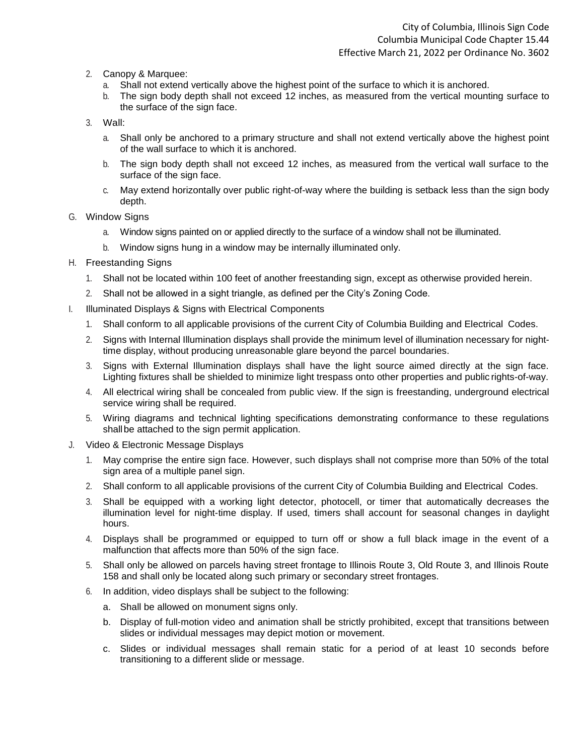2. Canopy & Marquee:
   a. Shall not extend vertically above the highest point of the surface to which it is anchored.
   b. The sign body depth shall not exceed 12 inches, as measured from the vertical mounting surface to the surface of the sign face.
3. Wall:
   a. Shall only be anchored to a primary structure and shall not extend vertically above the highest point of the wall surface to which it is anchored.
   b. The sign body depth shall not exceed 12 inches, as measured from the vertical wall surface to the surface of the sign face.
   c. May extend horizontally over public right-of-way where the building is setback less than the sign body depth.

G. Window Signs
   a. Window signs painted on or applied directly to the surface of a window shall not be illuminated.
   b. Window signs hung in a window may be internally illuminated only.

H. Freestanding Signs
   1. Shall not be located within 100 feet of another freestanding sign, except as otherwise provided herein.
   2. Shall not be allowed in a sight triangle, as defined per the City's Zoning Code.

I. Illuminated Displays & Signs with Electrical Components
   1. Shall conform to all applicable provisions of the current City of Columbia Building and Electrical Codes.
   2. Signs with Internal Illumination displays shall provide the minimum level of illumination necessary for night-time display, without producing unreasonable glare beyond the parcel boundaries.
   3. Signs with External Illumination displays shall have the light source aimed directly at the sign face. Lighting fixtures shall be shielded to minimize light trespass onto other properties and public rights-of-way.
   4. All electrical wiring shall be concealed from public view. If the sign is freestanding, underground electrical service wiring shall be required.
   5. Wiring diagrams and technical lighting specifications demonstrating conformance to these regulations shall be attached to the sign permit application.

J. Video & Electronic Message Displays
   1. May comprise the entire sign face. However, such displays shall not comprise more than 50% of the total sign area of a multiple panel sign.
   2. Shall conform to all applicable provisions of the current City of Columbia Building and Electrical Codes.
   3. Shall be equipped with a working light detector, photocell, or timer that automatically decreases the illumination level for night-time display. If used, timers shall account for seasonal changes in daylight hours.
   4. Displays shall be programmed or equipped to turn off or show a full black image in the event of a malfunction that affects more than 50% of the sign face.
   5. Shall only be allowed on parcels having street frontage to Illinois Route 3, Old Route 3, and Illinois Route 158 and shall only be located along such primary or secondary street frontages.
   6. In addition, video displays shall be subject to the following:
      a. Shall be allowed on monument signs only.
      b. Display of full-motion video and animation shall be strictly prohibited, except that transitions between slides or individual messages may depict motion or movement.
      c. Slides or individual messages shall remain static for a period of at least 10 seconds before transitioning to a different slide or message.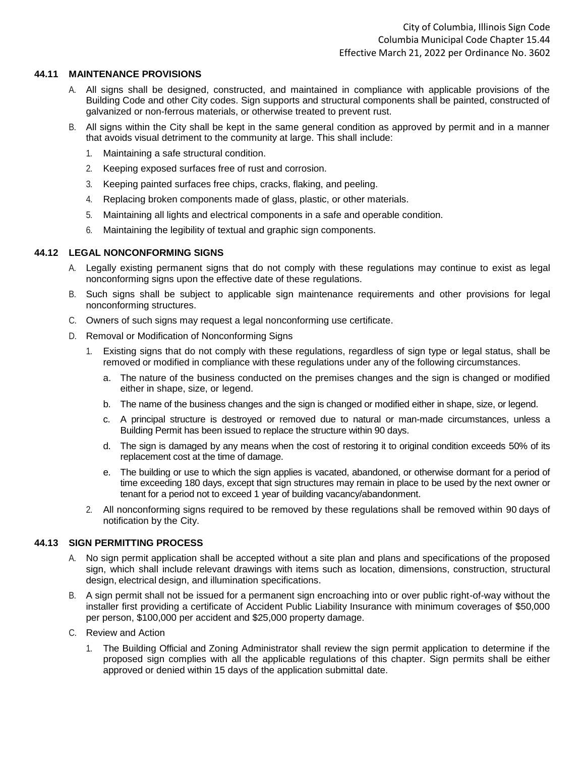### 44.11 MAINTENANCE PROVISIONS

A. All signs shall be designed, constructed, and maintained in compliance with applicable provisions of the Building Code and other City codes. Sign supports and structural components shall be painted, constructed of galvanized or non-ferrous materials, or otherwise treated to prevent rust.

B. All signs within the City shall be kept in the same general condition as approved by permit and in a manner that avoids visual detriment to the community at large. This shall include:

1. Maintaining a safe structural condition.
2. Keeping exposed surfaces free of rust and corrosion.
3. Keeping painted surfaces free chips, cracks, flaking, and peeling.
4. Replacing broken components made of glass, plastic, or other materials.
5. Maintaining all lights and electrical components in a safe and operable condition.
6. Maintaining the legibility of textual and graphic sign components.

### 44.12 LEGAL NONCONFORMING SIGNS

A. Legally existing permanent signs that do not comply with these regulations may continue to exist as legal nonconforming signs upon the effective date of these regulations.

B. Such signs shall be subject to applicable sign maintenance requirements and other provisions for legal nonconforming structures.

C. Owners of such signs may request a legal nonconforming use certificate.

D. Removal or Modification of Nonconforming Signs

1. Existing signs that do not comply with these regulations, regardless of sign type or legal status, shall be removed or modified in compliance with these regulations under any of the following circumstances.
   a. The nature of the business conducted on the premises changes and the sign is changed or modified either in shape, size, or legend.
   b. The name of the business changes and the sign is changed or modified either in shape, size, or legend.
   c. A principal structure is destroyed or removed due to natural or man-made circumstances, unless a Building Permit has been issued to replace the structure within 90 days.
   d. The sign is damaged by any means when the cost of restoring it to original condition exceeds 50% of its replacement cost at the time of damage.
   e. The building or use to which the sign applies is vacated, abandoned, or otherwise dormant for a period of time exceeding 180 days, except that sign structures may remain in place to be used by the next owner or tenant for a period not to exceed 1 year of building vacancy/abandonment.
2. All nonconforming signs required to be removed by these regulations shall be removed within 90 days of notification by the City.

### 44.13 SIGN PERMITTING PROCESS

A. No sign permit application shall be accepted without a site plan and plans and specifications of the proposed sign, which shall include relevant drawings with items such as location, dimensions, construction, structural design, electrical design, and illumination specifications.

B. A sign permit shall not be issued for a permanent sign encroaching into or over public right-of-way without the installer first providing a certificate of Accident Public Liability Insurance with minimum coverages of $50,000 per person, $100,000 per accident and $25,000 property damage.

C. Review and Action

1. The Building Official and Zoning Administrator shall review the sign permit application to determine if the proposed sign complies with all the applicable regulations of this chapter. Sign permits shall be either approved or denied within 15 days of the application submittal date.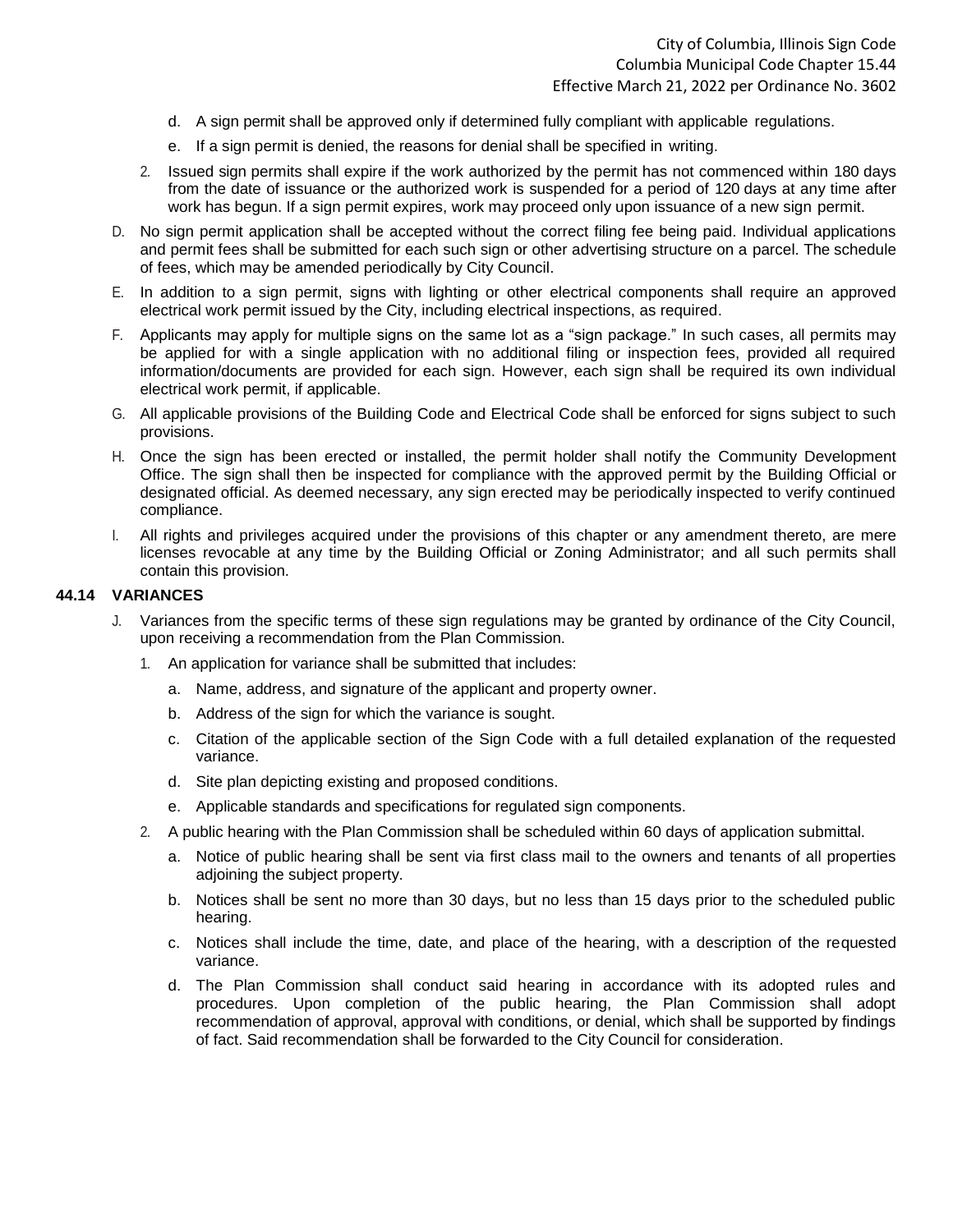d. A sign permit shall be approved only if determined fully compliant with applicable regulations.

e. If a sign permit is denied, the reasons for denial shall be specified in writing.

2. Issued sign permits shall expire if the work authorized by the permit has not commenced within 180 days from the date of issuance or the authorized work is suspended for a period of 120 days at any time after work has begun. If a sign permit expires, work may proceed only upon issuance of a new sign permit.

D. No sign permit application shall be accepted without the correct filing fee being paid. Individual applications and permit fees shall be submitted for each such sign or other advertising structure on a parcel. The schedule of fees, which may be amended periodically by City Council.

E. In addition to a sign permit, signs with lighting or other electrical components shall require an approved electrical work permit issued by the City, including electrical inspections, as required.

F. Applicants may apply for multiple signs on the same lot as a "sign package." In such cases, all permits may be applied for with a single application with no additional filing or inspection fees, provided all required information/documents are provided for each sign. However, each sign shall be required its own individual electrical work permit, if applicable.

G. All applicable provisions of the Building Code and Electrical Code shall be enforced for signs subject to such provisions.

H. Once the sign has been erected or installed, the permit holder shall notify the Community Development Office. The sign shall then be inspected for compliance with the approved permit by the Building Official or designated official. As deemed necessary, any sign erected may be periodically inspected to verify continued compliance.

I. All rights and privileges acquired under the provisions of this chapter or any amendment thereto, are mere licenses revocable at any time by the Building Official or Zoning Administrator; and all such permits shall contain this provision.

## 44.14 VARIANCES

J. Variances from the specific terms of these sign regulations may be granted by ordinance of the City Council, upon receiving a recommendation from the Plan Commission.

1. An application for variance shall be submitted that includes:

   a. Name, address, and signature of the applicant and property owner.

   b. Address of the sign for which the variance is sought.

   c. Citation of the applicable section of the Sign Code with a full detailed explanation of the requested variance.

   d. Site plan depicting existing and proposed conditions.

   e. Applicable standards and specifications for regulated sign components.

2. A public hearing with the Plan Commission shall be scheduled within 60 days of application submittal.

   a. Notice of public hearing shall be sent via first class mail to the owners and tenants of all properties adjoining the subject property.

   b. Notices shall be sent no more than 30 days, but no less than 15 days prior to the scheduled public hearing.

   c. Notices shall include the time, date, and place of the hearing, with a description of the requested variance.

   d. The Plan Commission shall conduct said hearing in accordance with its adopted rules and procedures. Upon completion of the public hearing, the Plan Commission shall adopt recommendation of approval, approval with conditions, or denial, which shall be supported by findings of fact. Said recommendation shall be forwarded to the City Council for consideration.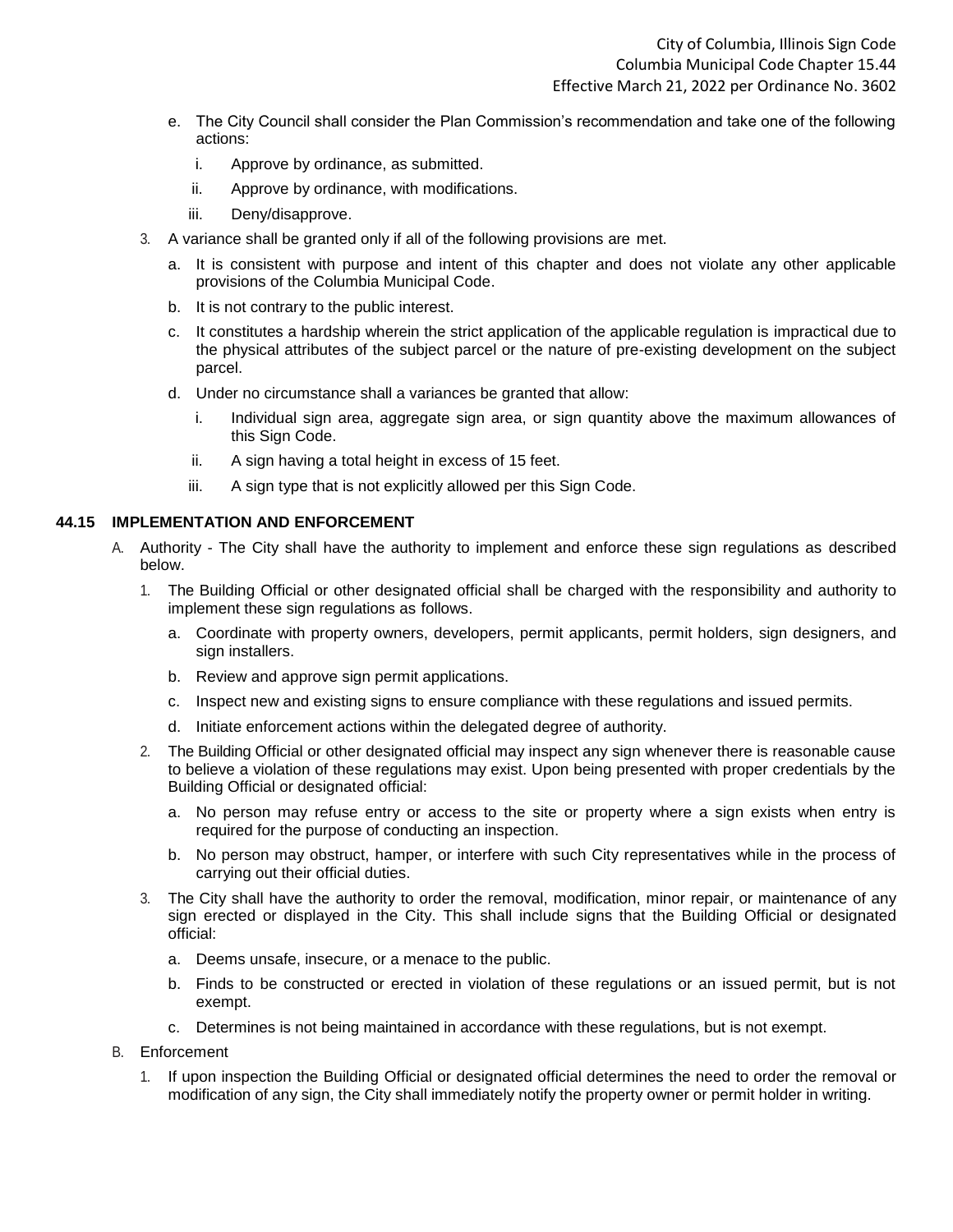e. The City Council shall consider the Plan Commission's recommendation and take one of the following actions:
   i. Approve by ordinance, as submitted.
   ii. Approve by ordinance, with modifications.
   iii. Deny/disapprove.

3. A variance shall be granted only if all of the following provisions are met.
   a. It is consistent with purpose and intent of this chapter and does not violate any other applicable provisions of the Columbia Municipal Code.
   b. It is not contrary to the public interest.
   c. It constitutes a hardship wherein the strict application of the applicable regulation is impractical due to the physical attributes of the subject parcel or the nature of pre-existing development on the subject parcel.
   d. Under no circumstance shall a variances be granted that allow:
      i. Individual sign area, aggregate sign area, or sign quantity above the maximum allowances of this Sign Code.
      ii. A sign having a total height in excess of 15 feet.
      iii. A sign type that is not explicitly allowed per this Sign Code.

### 44.15 IMPLEMENTATION AND ENFORCEMENT

A. Authority - The City shall have the authority to implement and enforce these sign regulations as described below.
   1. The Building Official or other designated official shall be charged with the responsibility and authority to implement these sign regulations as follows.
      a. Coordinate with property owners, developers, permit applicants, permit holders, sign designers, and sign installers.
      b. Review and approve sign permit applications.
      c. Inspect new and existing signs to ensure compliance with these regulations and issued permits.
      d. Initiate enforcement actions within the delegated degree of authority.
   2. The Building Official or other designated official may inspect any sign whenever there is reasonable cause to believe a violation of these regulations may exist. Upon being presented with proper credentials by the Building Official or designated official:
      a. No person may refuse entry or access to the site or property where a sign exists when entry is required for the purpose of conducting an inspection.
      b. No person may obstruct, hamper, or interfere with such City representatives while in the process of carrying out their official duties.
   3. The City shall have the authority to order the removal, modification, minor repair, or maintenance of any sign erected or displayed in the City. This shall include signs that the Building Official or designated official:
      a. Deems unsafe, insecure, or a menace to the public.
      b. Finds to be constructed or erected in violation of these regulations or an issued permit, but is not exempt.
      c. Determines is not being maintained in accordance with these regulations, but is not exempt.

B. Enforcement
   1. If upon inspection the Building Official or designated official determines the need to order the removal or modification of any sign, the City shall immediately notify the property owner or permit holder in writing.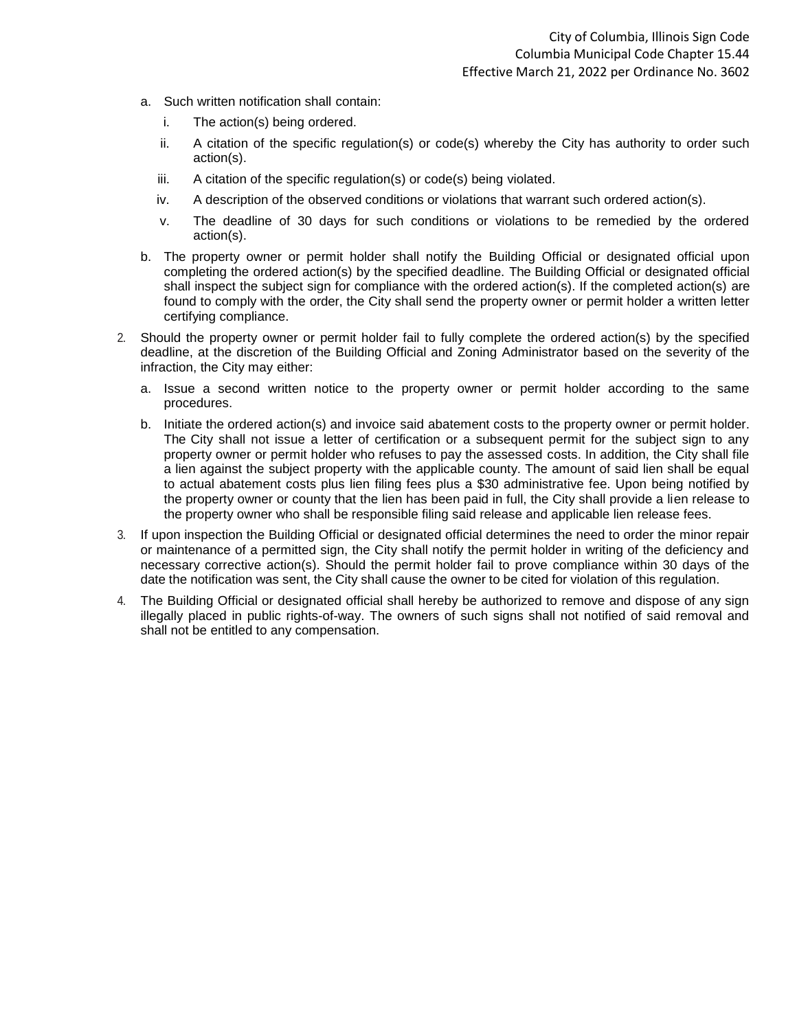a. Such written notification shall contain:
   i. The action(s) being ordered.
   ii. A citation of the specific regulation(s) or code(s) whereby the City has authority to order such action(s).
   iii. A citation of the specific regulation(s) or code(s) being violated.
   iv. A description of the observed conditions or violations that warrant such ordered action(s).
   v. The deadline of 30 days for such conditions or violations to be remedied by the ordered action(s).

b. The property owner or permit holder shall notify the Building Official or designated official upon completing the ordered action(s) by the specified deadline. The Building Official or designated official shall inspect the subject sign for compliance with the ordered action(s). If the completed action(s) are found to comply with the order, the City shall send the property owner or permit holder a written letter certifying compliance.

2. Should the property owner or permit holder fail to fully complete the ordered action(s) by the specified deadline, at the discretion of the Building Official and Zoning Administrator based on the severity of the infraction, the City may either:
   a. Issue a second written notice to the property owner or permit holder according to the same procedures.
   b. Initiate the ordered action(s) and invoice said abatement costs to the property owner or permit holder. The City shall not issue a letter of certification or a subsequent permit for the subject sign to any property owner or permit holder who refuses to pay the assessed costs. In addition, the City shall file a lien against the subject property with the applicable county. The amount of said lien shall be equal to actual abatement costs plus lien filing fees plus a $30 administrative fee. Upon being notified by the property owner or county that the lien has been paid in full, the City shall provide a lien release to the property owner who shall be responsible filing said release and applicable lien release fees.

3. If upon inspection the Building Official or designated official determines the need to order the minor repair or maintenance of a permitted sign, the City shall notify the permit holder in writing of the deficiency and necessary corrective action(s). Should the permit holder fail to prove compliance within 30 days of the date the notification was sent, the City shall cause the owner to be cited for violation of this regulation.

4. The Building Official or designated official shall hereby be authorized to remove and dispose of any sign illegally placed in public rights-of-way. The owners of such signs shall not notified of said removal and shall not be entitled to any compensation.